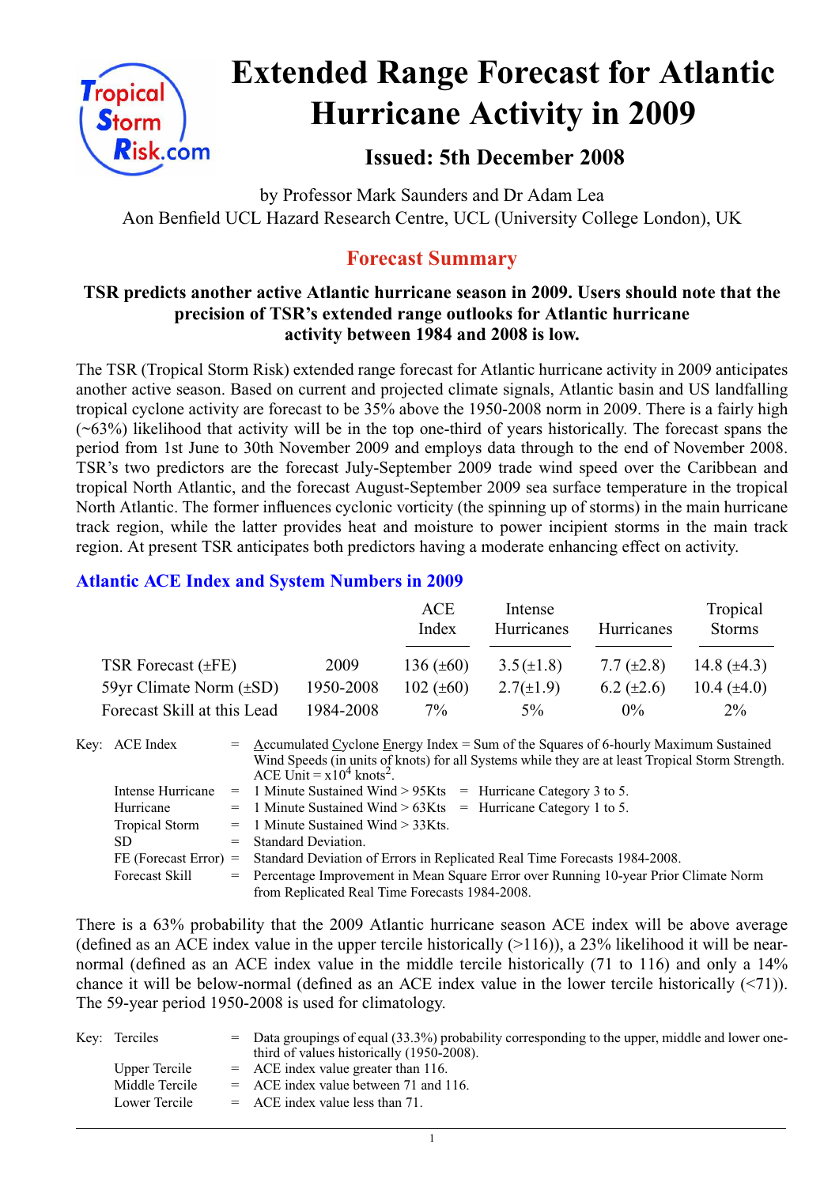# Extended Range Forecast for Atlantic Hurricane Activity in 2009

## Issued: 5th December 2008

by Professor Mark Saunders and Dr Adam Lea
Aon Benfield UCL Hazard Research Centre, UCL (University College London), UK

## Forecast Summary

**TSR predicts another active Atlantic hurricane season in 2009. Users should note that the precision of TSR's extended range outlooks for Atlantic hurricane activity between 1984 and 2008 is low.**

The TSR (Tropical Storm Risk) extended range forecast for Atlantic hurricane activity in 2009 anticipates another active season. Based on current and projected climate signals, Atlantic basin and US landfalling tropical cyclone activity are forecast to be 35% above the 1950-2008 norm in 2009. There is a fairly high (~63%) likelihood that activity will be in the top one-third of years historically. The forecast spans the period from 1st June to 30th November 2009 and employs data through to the end of November 2008. TSR's two predictors are the forecast July-September 2009 trade wind speed over the Caribbean and tropical North Atlantic, and the forecast August-September 2009 sea surface temperature in the tropical North Atlantic. The former influences cyclonic vorticity (the spinning up of storms) in the main hurricane track region, while the latter provides heat and moisture to power incipient storms in the main track region. At present TSR anticipates both predictors having a moderate enhancing effect on activity.

### Atlantic ACE Index and System Numbers in 2009

| | | ACE Index | Intense Hurricanes | Hurricanes | Tropical Storms |
|---|---|---|---|---|---|
| TSR Forecast (±FE) | 2009 | 136 (±60) | 3.5 (±1.8) | 7.7 (±2.8) | 14.8 (±4.3) |
| 59yr Climate Norm (±SD) | 1950-2008 | 102 (±60) | 2.7(±1.9) | 6.2 (±2.6) | 10.4 (±4.0) |
| Forecast Skill at this Lead | 1984-2008 | 7% | 5% | 0% | 2% |

Key:
- ACE Index = Accumulated Cyclone Energy Index = Sum of the Squares of 6-hourly Maximum Sustained Wind Speeds (in units of knots) for all Systems while they are at least Tropical Storm Strength. ACE Unit = $x10^4$ knots$^2$.
- Intense Hurricane = 1 Minute Sustained Wind > 95Kts = Hurricane Category 3 to 5.
- Hurricane = 1 Minute Sustained Wind > 63Kts = Hurricane Category 1 to 5.
- Tropical Storm = 1 Minute Sustained Wind > 33Kts.
- SD = Standard Deviation.
- FE (Forecast Error) = Standard Deviation of Errors in Replicated Real Time Forecasts 1984-2008.
- Forecast Skill = Percentage Improvement in Mean Square Error over Running 10-year Prior Climate Norm from Replicated Real Time Forecasts 1984-2008.

There is a 63% probability that the 2009 Atlantic hurricane season ACE index will be above average (defined as an ACE index value in the upper tercile historically (>116)), a 23% likelihood it will be near-normal (defined as an ACE index value in the middle tercile historically (71 to 116) and only a 14% chance it will be below-normal (defined as an ACE index value in the lower tercile historically (<71)). The 59-year period 1950-2008 is used for climatology.

Key:
- Terciles = Data groupings of equal (33.3%) probability corresponding to the upper, middle and lower one-third of values historically (1950-2008).
- Upper Tercile = ACE index value greater than 116.
- Middle Tercile = ACE index value between 71 and 116.
- Lower Tercile = ACE index value less than 71.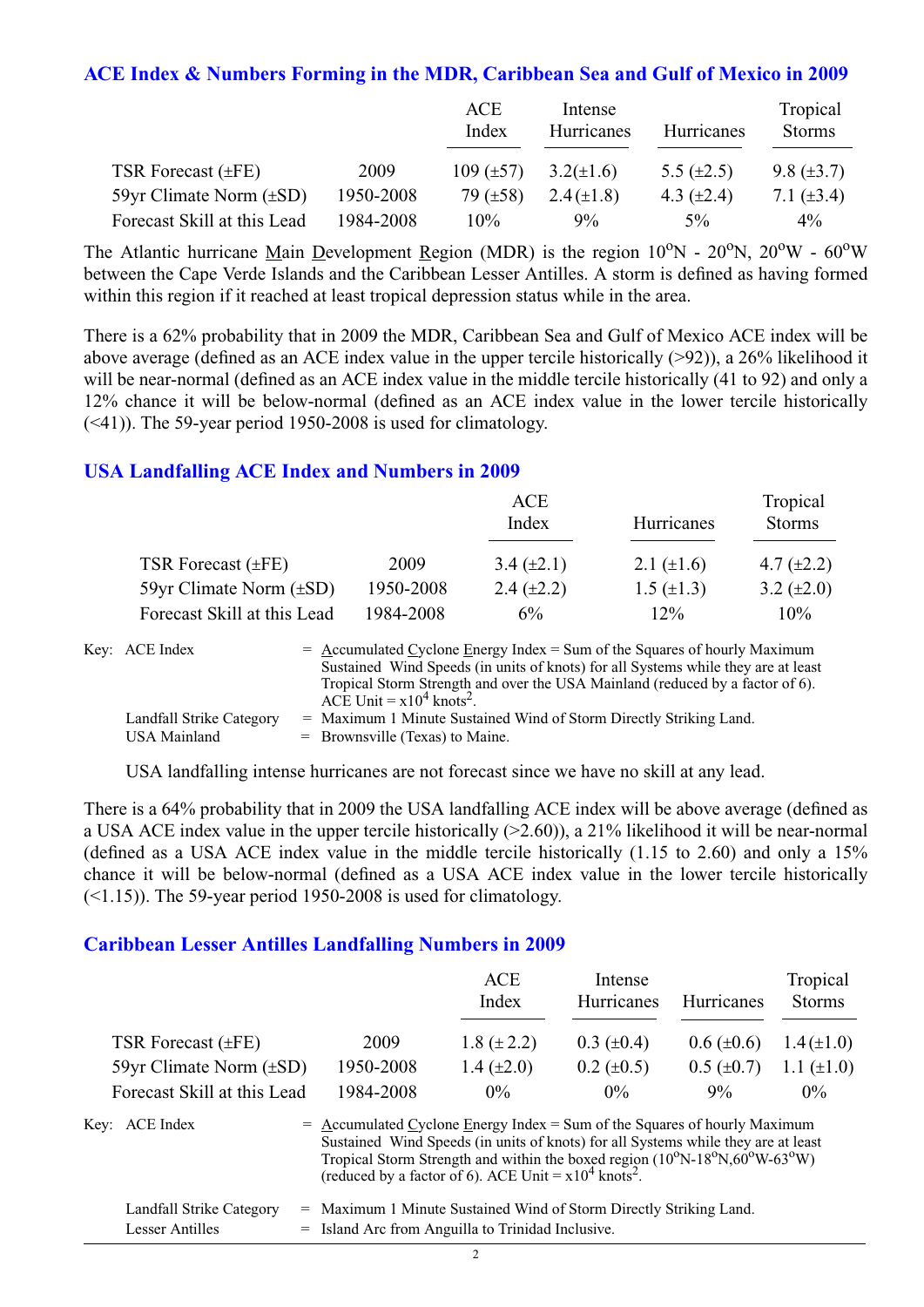## ACE Index & Numbers Forming in the MDR, Caribbean Sea and Gulf of Mexico in 2009

| | | ACE Index | Intense Hurricanes | Hurricanes | Tropical Storms |
|---|---|---|---|---|---|
| TSR Forecast (±FE) | 2009 | 109 (±57) | 3.2(±1.6) | 5.5 (±2.5) | 9.8 (±3.7) |
| 59yr Climate Norm (±SD) | 1950-2008 | 79 (±58) | 2.4(±1.8) | 4.3 (±2.4) | 7.1 (±3.4) |
| Forecast Skill at this Lead | 1984-2008 | 10% | 9% | 5% | 4% |

The Atlantic hurricane Main Development Region (MDR) is the region 10°N - 20°N, 20°W - 60°W between the Cape Verde Islands and the Caribbean Lesser Antilles. A storm is defined as having formed within this region if it reached at least tropical depression status while in the area.

There is a 62% probability that in 2009 the MDR, Caribbean Sea and Gulf of Mexico ACE index will be above average (defined as an ACE index value in the upper tercile historically (>92)), a 26% likelihood it will be near-normal (defined as an ACE index value in the middle tercile historically (41 to 92) and only a 12% chance it will be below-normal (defined as an ACE index value in the lower tercile historically (<41)). The 59-year period 1950-2008 is used for climatology.

## USA Landfalling ACE Index and Numbers in 2009

| | | ACE Index | Hurricanes | Tropical Storms |
|---|---|---|---|---|
| TSR Forecast (±FE) | 2009 | 3.4 (±2.1) | 2.1 (±1.6) | 4.7 (±2.2) |
| 59yr Climate Norm (±SD) | 1950-2008 | 2.4 (±2.2) | 1.5 (±1.3) | 3.2 (±2.0) |
| Forecast Skill at this Lead | 1984-2008 | 6% | 12% | 10% |

Key: ACE Index = Accumulated Cyclone Energy Index = Sum of the Squares of hourly Maximum Sustained Wind Speeds (in units of knots) for all Systems while they are at least Tropical Storm Strength and over the USA Mainland (reduced by a factor of 6). ACE Unit = $x10^4$ knots$^2$.

Landfall Strike Category = Maximum 1 Minute Sustained Wind of Storm Directly Striking Land.

USA Mainland = Brownsville (Texas) to Maine.

USA landfalling intense hurricanes are not forecast since we have no skill at any lead.

There is a 64% probability that in 2009 the USA landfalling ACE index will be above average (defined as a USA ACE index value in the upper tercile historically (>2.60)), a 21% likelihood it will be near-normal (defined as a USA ACE index value in the middle tercile historically (1.15 to 2.60) and only a 15% chance it will be below-normal (defined as a USA ACE index value in the lower tercile historically (<1.15)). The 59-year period 1950-2008 is used for climatology.

## Caribbean Lesser Antilles Landfalling Numbers in 2009

| | | ACE Index | Intense Hurricanes | Hurricanes | Tropical Storms |
|---|---|---|---|---|---|
| TSR Forecast (±FE) | 2009 | 1.8 (± 2.2) | 0.3 (±0.4) | 0.6 (±0.6) | 1.4 (±1.0) |
| 59yr Climate Norm (±SD) | 1950-2008 | 1.4 (±2.0) | 0.2 (±0.5) | 0.5 (±0.7) | 1.1 (±1.0) |
| Forecast Skill at this Lead | 1984-2008 | 0% | 0% | 9% | 0% |

Key: ACE Index = Accumulated Cyclone Energy Index = Sum of the Squares of hourly Maximum Sustained Wind Speeds (in units of knots) for all Systems while they are at least Tropical Storm Strength and within the boxed region (10°N-18°N,60°W-63°W) (reduced by a factor of 6). ACE Unit = $x10^4$ knots$^2$.

Landfall Strike Category = Maximum 1 Minute Sustained Wind of Storm Directly Striking Land.

Lesser Antilles = Island Arc from Anguilla to Trinidad Inclusive.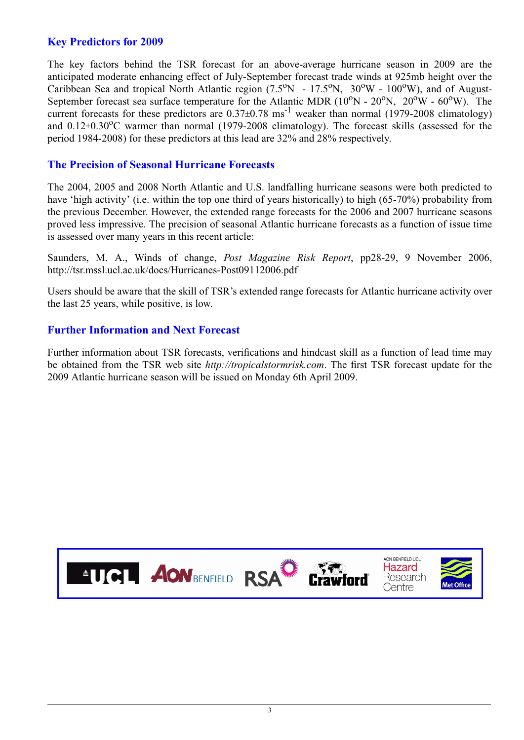## Key Predictors for 2009

The key factors behind the TSR forecast for an above-average hurricane season in 2009 are the anticipated moderate enhancing effect of July-September forecast trade winds at 925mb height over the Caribbean Sea and tropical North Atlantic region (7.5$^o$N - 17.5$^o$N, 30$^o$W - 100$^o$W), and of August-September forecast sea surface temperature for the Atlantic MDR (10$^o$N - 20$^o$N, 20$^o$W - 60$^o$W). The current forecasts for these predictors are 0.37±0.78 ms$^{-1}$ weaker than normal (1979-2008 climatology) and 0.12±0.30$^o$C warmer than normal (1979-2008 climatology). The forecast skills (assessed for the period 1984-2008) for these predictors at this lead are 32% and 28% respectively.

## The Precision of Seasonal Hurricane Forecasts

The 2004, 2005 and 2008 North Atlantic and U.S. landfalling hurricane seasons were both predicted to have 'high activity' (i.e. within the top one third of years historically) to high (65-70%) probability from the previous December. However, the extended range forecasts for the 2006 and 2007 hurricane seasons proved less impressive. The precision of seasonal Atlantic hurricane forecasts as a function of issue time is assessed over many years in this recent article:

Saunders, M. A., Winds of change, *Post Magazine Risk Report*, pp28-29, 9 November 2006, http://tsr.mssl.ucl.ac.uk/docs/Hurricanes-Post09112006.pdf

Users should be aware that the skill of TSR's extended range forecasts for Atlantic hurricane activity over the last 25 years, while positive, is low.

## Further Information and Next Forecast

Further information about TSR forecasts, verifications and hindcast skill as a function of lead time may be obtained from the TSR web site *http://tropicalstormrisk.com*. The first TSR forecast update for the 2009 Atlantic hurricane season will be issued on Monday 6th April 2009.

UCL   AON BENFIELD   RSA   Crawford   AON BENFIELD UCL Hazard Research Centre   Met Office